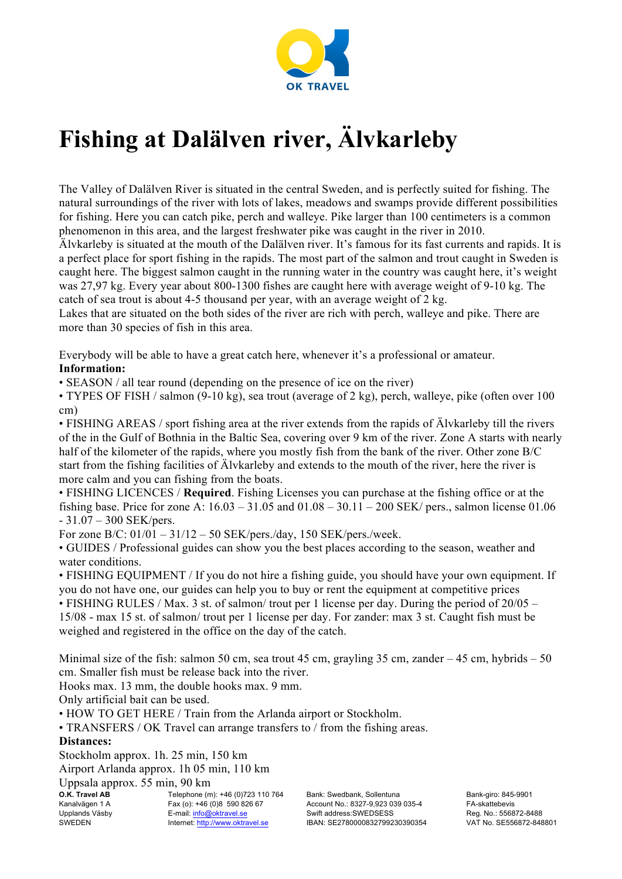OK TRAVEL

# Fishing at Dalälven river, Älvkarleby

The Valley of Dalälven River is situated in the central Sweden, and is perfectly suited for fishing. The natural surroundings of the river with lots of lakes, meadows and swamps provide different possibilities for fishing. Here you can catch pike, perch and walleye. Pike larger than 100 centimeters is a common phenomenon in this area, and the largest freshwater pike was caught in the river in 2010.
Älvkarleby is situated at the mouth of the Dalälven river. It's famous for its fast currents and rapids. It is a perfect place for sport fishing in the rapids. The most part of the salmon and trout caught in Sweden is caught here. The biggest salmon caught in the running water in the country was caught here, it's weight was 27,97 kg. Every year about 800-1300 fishes are caught here with average weight of 9-10 kg. The catch of sea trout is about 4-5 thousand per year, with an average weight of 2 kg.
Lakes that are situated on the both sides of the river are rich with perch, walleye and pike. There are more than 30 species of fish in this area.

Everybody will be able to have a great catch here, whenever it's a professional or amateur.
**Information:**

- SEASON / all tear round (depending on the presence of ice on the river)
- TYPES OF FISH / salmon (9-10 kg), sea trout (average of 2 kg), perch, walleye, pike (often over 100 cm)
- FISHING AREAS / sport fishing area at the river extends from the rapids of Älvkarleby till the rivers of the in the Gulf of Bothnia in the Baltic Sea, covering over 9 km of the river. Zone A starts with nearly half of the kilometer of the rapids, where you mostly fish from the bank of the river. Other zone B/C start from the fishing facilities of Älvkarleby and extends to the mouth of the river, here the river is more calm and you can fishing from the boats.
- FISHING LICENCES / **Required**. Fishing Licenses you can purchase at the fishing office or at the fishing base. Price for zone A: 16.03 – 31.05 and 01.08 – 30.11 – 200 SEK/ pers., salmon license 01.06 - 31.07 – 300 SEK/pers.

For zone B/C: 01/01 – 31/12 – 50 SEK/pers./day, 150 SEK/pers./week.

- GUIDES / Professional guides can show you the best places according to the season, weather and water conditions.
- FISHING EQUIPMENT / If you do not hire a fishing guide, you should have your own equipment. If you do not have one, our guides can help you to buy or rent the equipment at competitive prices
- FISHING RULES / Max. 3 st. of salmon/ trout per 1 license per day. During the period of 20/05 – 15/08 - max 15 st. of salmon/ trout per 1 license per day. For zander: max 3 st. Caught fish must be weighed and registered in the office on the day of the catch.

Minimal size of the fish: salmon 50 cm, sea trout 45 cm, grayling 35 cm, zander – 45 cm, hybrids – 50 cm. Smaller fish must be release back into the river.
Hooks max. 13 mm, the double hooks max. 9 mm.
Only artificial bait can be used.

- HOW TO GET HERE / Train from the Arlanda airport or Stockholm.
- TRANSFERS / OK Travel can arrange transfers to / from the fishing areas.

**Distances:**
Stockholm approx. 1h. 25 min, 150 km
Airport Arlanda approx. 1h 05 min, 110 km
Uppsala approx. 55 min, 90 km

**O.K. Travel AB**
Kanalvägen 1 A
Upplands Väsby
SWEDEN

Telephone (m): +46 (0)723 110 764
Fax (o): +46 (0)8 590 826 67
E-mail: info@oktravel.se
Internet: http://www.oktravel.se

Bank: Swedbank, Sollentuna
Account No.: 8327-9,923 039 035-4
Swift address:SWEDSESS
IBAN: SE2780000832799230390354

Bank-giro: 845-9901
FA-skattebevis
Reg. No.: 556872-8488
VAT No. SE556872-848801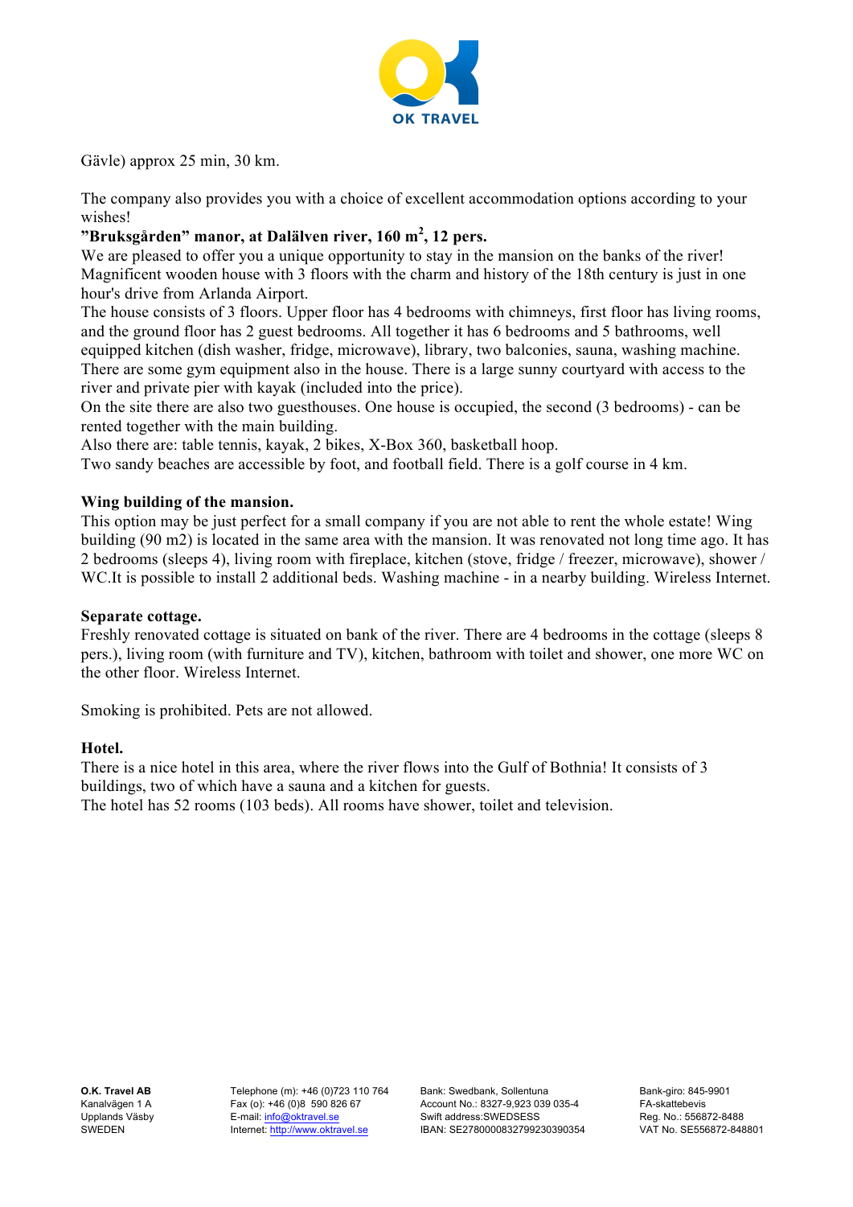Gävle) approx 25 min, 30 km.

The company also provides you with a choice of excellent accommodation options according to your wishes!

**"Bruksgården" manor, at Dalälven river, 160 m$^2$, 12 pers.**

We are pleased to offer you a unique opportunity to stay in the mansion on the banks of the river! Magnificent wooden house with 3 floors with the charm and history of the 18th century is just in one hour's drive from Arlanda Airport.

The house consists of 3 floors. Upper floor has 4 bedrooms with chimneys, first floor has living rooms, and the ground floor has 2 guest bedrooms. All together it has 6 bedrooms and 5 bathrooms, well equipped kitchen (dish washer, fridge, microwave), library, two balconies, sauna, washing machine. There are some gym equipment also in the house. There is a large sunny courtyard with access to the river and private pier with kayak (included into the price).

On the site there are also two guesthouses. One house is occupied, the second (3 bedrooms) - can be rented together with the main building.

Also there are: table tennis, kayak, 2 bikes, X-Box 360, basketball hoop.

Two sandy beaches are accessible by foot, and football field. There is a golf course in 4 km.

**Wing building of the mansion.**

This option may be just perfect for a small company if you are not able to rent the whole estate! Wing building (90 m2) is located in the same area with the mansion. It was renovated not long time ago. It has 2 bedrooms (sleeps 4), living room with fireplace, kitchen (stove, fridge / freezer, microwave), shower / WC.It is possible to install 2 additional beds. Washing machine - in a nearby building. Wireless Internet.

**Separate cottage.**

Freshly renovated cottage is situated on bank of the river. There are 4 bedrooms in the cottage (sleeps 8 pers.), living room (with furniture and TV), kitchen, bathroom with toilet and shower, one more WC on the other floor. Wireless Internet.

Smoking is prohibited. Pets are not allowed.

**Hotel.**

There is a nice hotel in this area, where the river flows into the Gulf of Bothnia! It consists of 3 buildings, two of which have a sauna and a kitchen for guests.

The hotel has 52 rooms (103 beds). All rooms have shower, toilet and television.